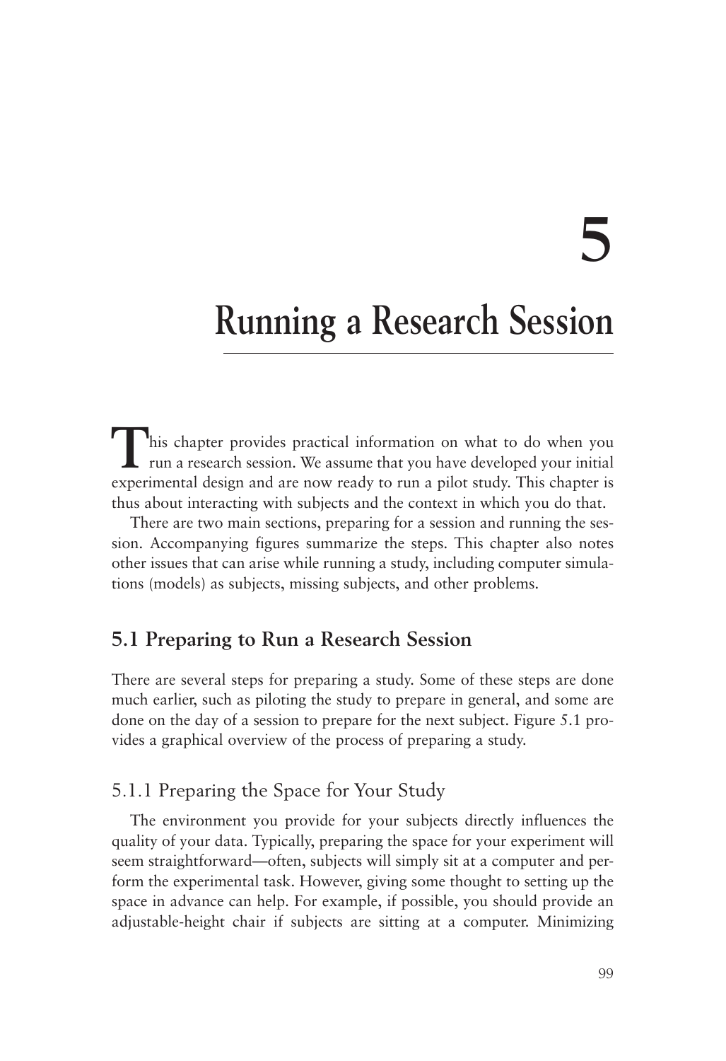# 5

# Running a Research Session

This chapter provides practical information on what to do when you run a research session. We assume that you have developed your initial experimental design and are now ready to run a pilot study. This chapter is thus about interacting with subjects and the context in which you do that.

There are two main sections, preparing for a session and running the session. Accompanying figures summarize the steps. This chapter also notes other issues that can arise while running a study, including computer simulations (models) as subjects, missing subjects, and other problems.

## 5.1 Preparing to Run a Research Session

There are several steps for preparing a study. Some of these steps are done much earlier, such as piloting the study to prepare in general, and some are done on the day of a session to prepare for the next subject. Figure 5.1 provides a graphical overview of the process of preparing a study.

### 5.1.1 Preparing the Space for Your Study

The environment you provide for your subjects directly influences the quality of your data. Typically, preparing the space for your experiment will seem straightforward—often, subjects will simply sit at a computer and perform the experimental task. However, giving some thought to setting up the space in advance can help. For example, if possible, you should provide an adjustable-height chair if subjects are sitting at a computer. Minimizing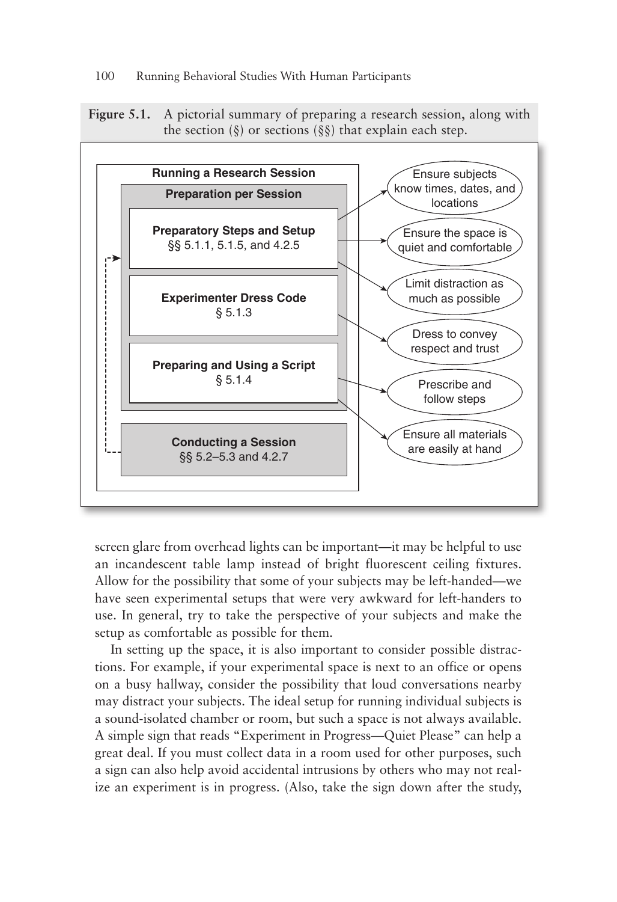**Figure 5.1.** A pictorial summary of preparing a research session, along with the section (§) or sections (§§) that explain each step.

**Running a Research Session**

**Preparation per Session**

- **Preparatory Steps and Setup** §§ 5.1.1, 5.1.5, and 4.2.5
  - Ensure subjects know times, dates, and locations
  - Ensure the space is quiet and comfortable
  - Limit distraction as much as possible
- **Experimenter Dress Code** § 5.1.3
  - Dress to convey respect and trust
- **Preparing and Using a Script** § 5.1.4
  - Prescribe and follow steps
  - Ensure all materials are easily at hand

**Conducting a Session** §§ 5.2–5.3 and 4.2.7

screen glare from overhead lights can be important—it may be helpful to use an incandescent table lamp instead of bright fluorescent ceiling fixtures. Allow for the possibility that some of your subjects may be left-handed—we have seen experimental setups that were very awkward for left-handers to use. In general, try to take the perspective of your subjects and make the setup as comfortable as possible for them.

In setting up the space, it is also important to consider possible distractions. For example, if your experimental space is next to an office or opens on a busy hallway, consider the possibility that loud conversations nearby may distract your subjects. The ideal setup for running individual subjects is a sound-isolated chamber or room, but such a space is not always available. A simple sign that reads "Experiment in Progress—Quiet Please" can help a great deal. If you must collect data in a room used for other purposes, such a sign can also help avoid accidental intrusions by others who may not realize an experiment is in progress. (Also, take the sign down after the study,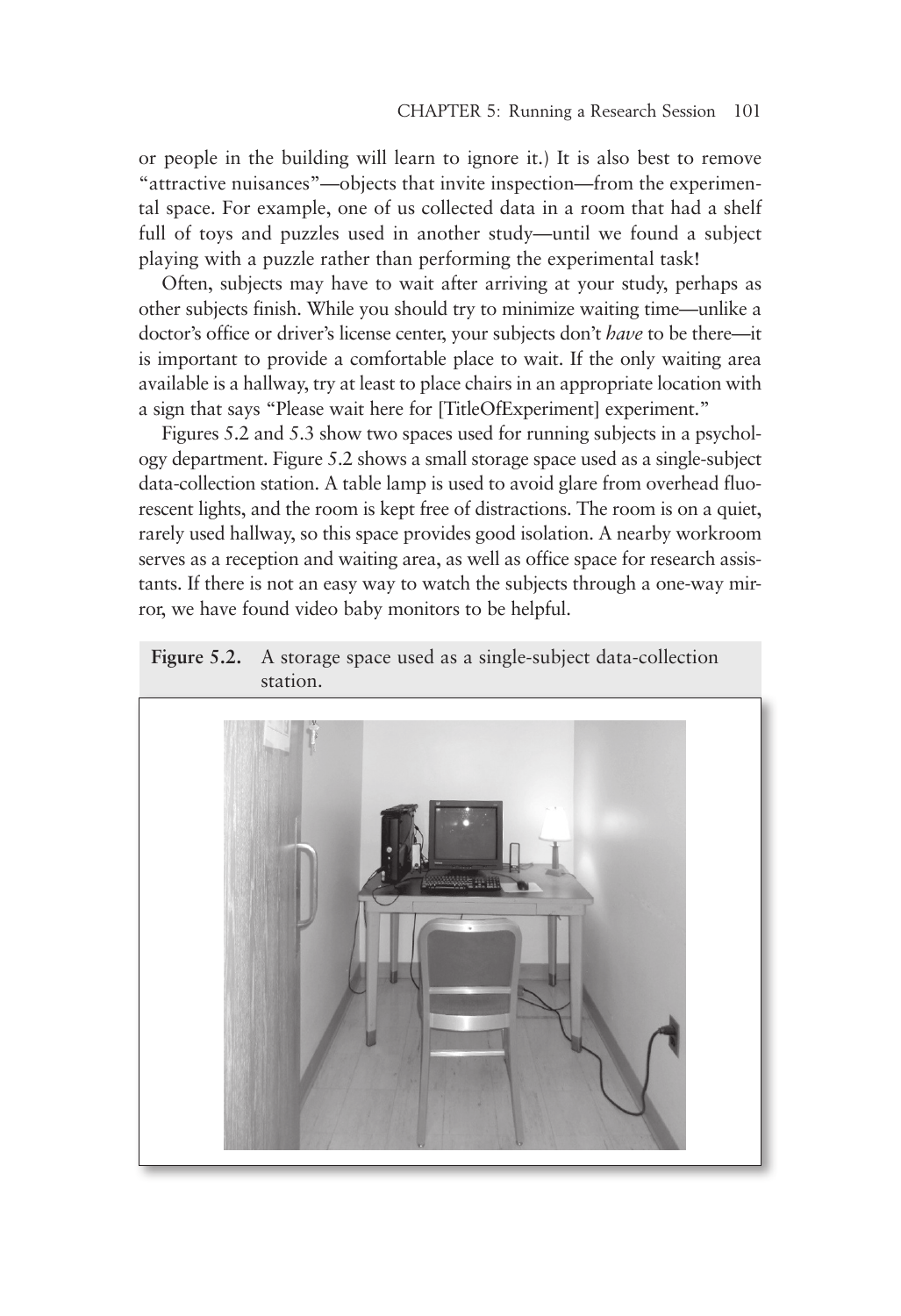or people in the building will learn to ignore it.) It is also best to remove "attractive nuisances"—objects that invite inspection—from the experimental space. For example, one of us collected data in a room that had a shelf full of toys and puzzles used in another study—until we found a subject playing with a puzzle rather than performing the experimental task!

Often, subjects may have to wait after arriving at your study, perhaps as other subjects finish. While you should try to minimize waiting time—unlike a doctor's office or driver's license center, your subjects don't *have* to be there—it is important to provide a comfortable place to wait. If the only waiting area available is a hallway, try at least to place chairs in an appropriate location with a sign that says "Please wait here for [TitleOfExperiment] experiment."

Figures 5.2 and 5.3 show two spaces used for running subjects in a psychology department. Figure 5.2 shows a small storage space used as a single-subject data-collection station. A table lamp is used to avoid glare from overhead fluorescent lights, and the room is kept free of distractions. The room is on a quiet, rarely used hallway, so this space provides good isolation. A nearby workroom serves as a reception and waiting area, as well as office space for research assistants. If there is not an easy way to watch the subjects through a one-way mirror, we have found video baby monitors to be helpful.

**Figure 5.2.** A storage space used as a single-subject data-collection station.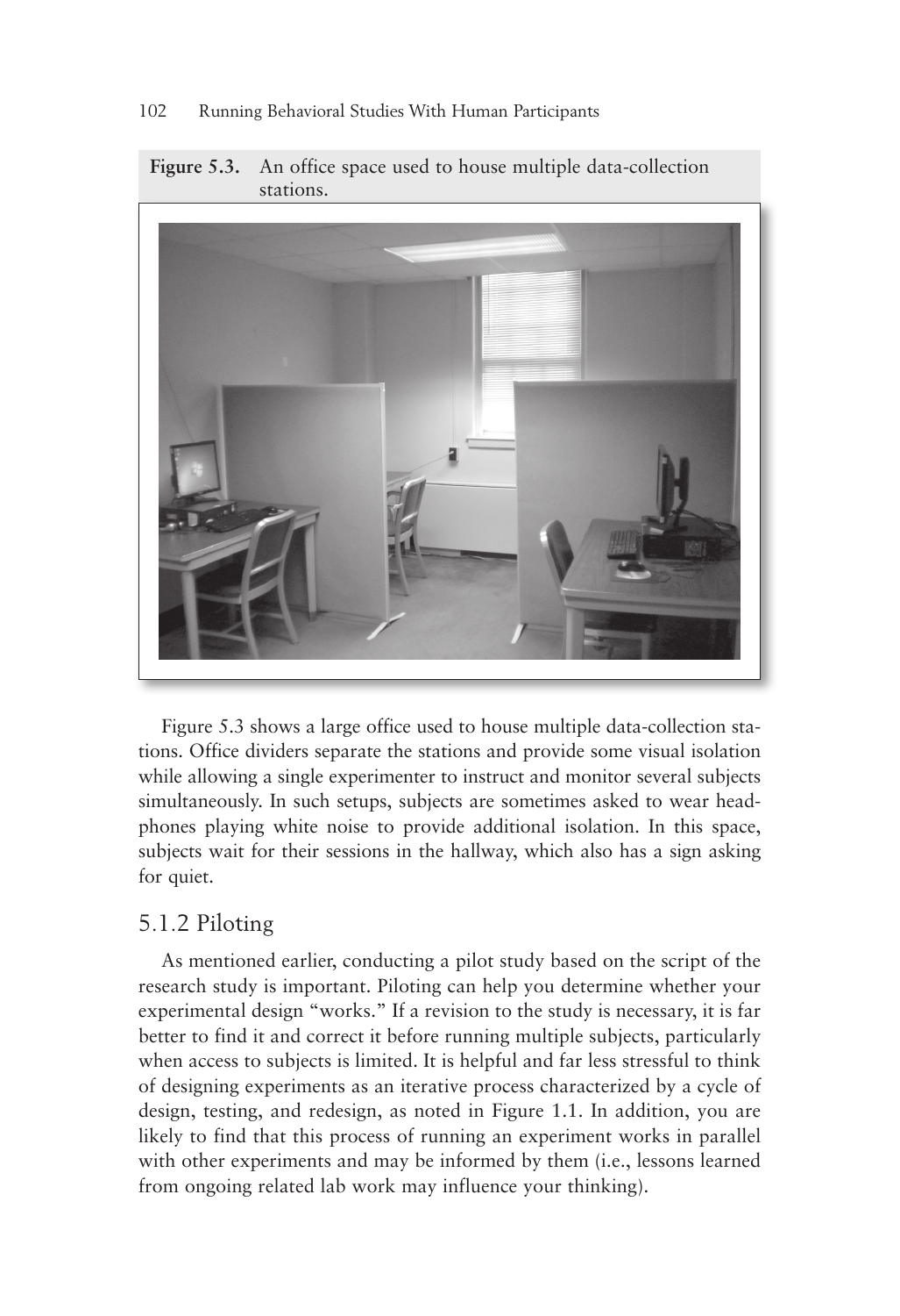**Figure 5.3.** An office space used to house multiple data-collection stations.

Figure 5.3 shows a large office used to house multiple data-collection stations. Office dividers separate the stations and provide some visual isolation while allowing a single experimenter to instruct and monitor several subjects simultaneously. In such setups, subjects are sometimes asked to wear headphones playing white noise to provide additional isolation. In this space, subjects wait for their sessions in the hallway, which also has a sign asking for quiet.

### 5.1.2 Piloting

As mentioned earlier, conducting a pilot study based on the script of the research study is important. Piloting can help you determine whether your experimental design "works." If a revision to the study is necessary, it is far better to find it and correct it before running multiple subjects, particularly when access to subjects is limited. It is helpful and far less stressful to think of designing experiments as an iterative process characterized by a cycle of design, testing, and redesign, as noted in Figure 1.1. In addition, you are likely to find that this process of running an experiment works in parallel with other experiments and may be informed by them (i.e., lessons learned from ongoing related lab work may influence your thinking).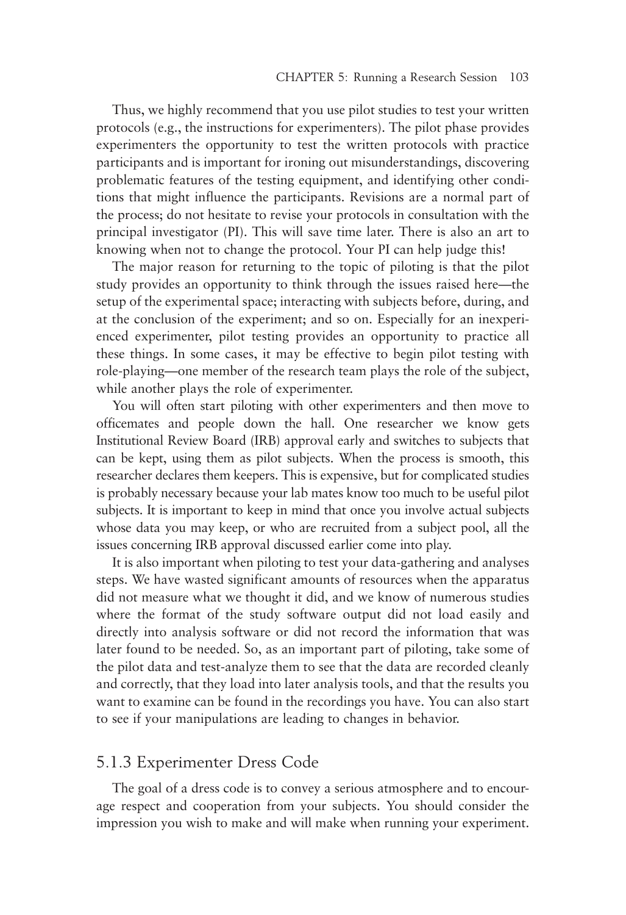Thus, we highly recommend that you use pilot studies to test your written protocols (e.g., the instructions for experimenters). The pilot phase provides experimenters the opportunity to test the written protocols with practice participants and is important for ironing out misunderstandings, discovering problematic features of the testing equipment, and identifying other conditions that might influence the participants. Revisions are a normal part of the process; do not hesitate to revise your protocols in consultation with the principal investigator (PI). This will save time later. There is also an art to knowing when not to change the protocol. Your PI can help judge this!

The major reason for returning to the topic of piloting is that the pilot study provides an opportunity to think through the issues raised here—the setup of the experimental space; interacting with subjects before, during, and at the conclusion of the experiment; and so on. Especially for an inexperienced experimenter, pilot testing provides an opportunity to practice all these things. In some cases, it may be effective to begin pilot testing with role-playing—one member of the research team plays the role of the subject, while another plays the role of experimenter.

You will often start piloting with other experimenters and then move to officemates and people down the hall. One researcher we know gets Institutional Review Board (IRB) approval early and switches to subjects that can be kept, using them as pilot subjects. When the process is smooth, this researcher declares them keepers. This is expensive, but for complicated studies is probably necessary because your lab mates know too much to be useful pilot subjects. It is important to keep in mind that once you involve actual subjects whose data you may keep, or who are recruited from a subject pool, all the issues concerning IRB approval discussed earlier come into play.

It is also important when piloting to test your data-gathering and analyses steps. We have wasted significant amounts of resources when the apparatus did not measure what we thought it did, and we know of numerous studies where the format of the study software output did not load easily and directly into analysis software or did not record the information that was later found to be needed. So, as an important part of piloting, take some of the pilot data and test-analyze them to see that the data are recorded cleanly and correctly, that they load into later analysis tools, and that the results you want to examine can be found in the recordings you have. You can also start to see if your manipulations are leading to changes in behavior.

### 5.1.3 Experimenter Dress Code

The goal of a dress code is to convey a serious atmosphere and to encourage respect and cooperation from your subjects. You should consider the impression you wish to make and will make when running your experiment.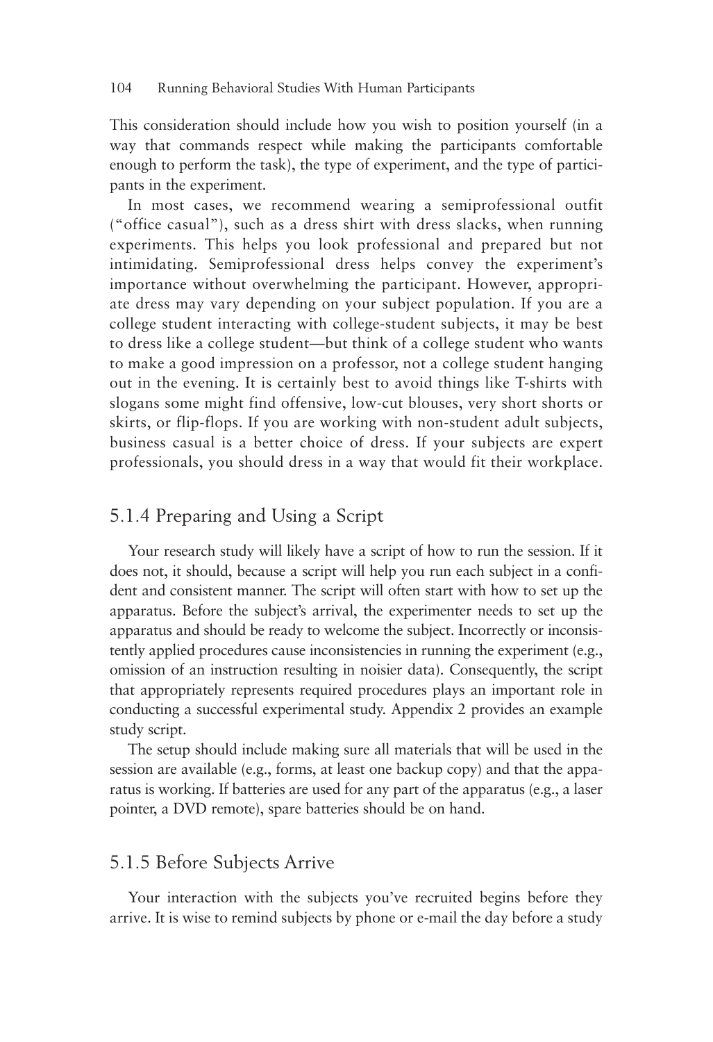This consideration should include how you wish to position yourself (in a way that commands respect while making the participants comfortable enough to perform the task), the type of experiment, and the type of participants in the experiment.

In most cases, we recommend wearing a semiprofessional outfit ("office casual"), such as a dress shirt with dress slacks, when running experiments. This helps you look professional and prepared but not intimidating. Semiprofessional dress helps convey the experiment's importance without overwhelming the participant. However, appropriate dress may vary depending on your subject population. If you are a college student interacting with college-student subjects, it may be best to dress like a college student—but think of a college student who wants to make a good impression on a professor, not a college student hanging out in the evening. It is certainly best to avoid things like T-shirts with slogans some might find offensive, low-cut blouses, very short shorts or skirts, or flip-flops. If you are working with non-student adult subjects, business casual is a better choice of dress. If your subjects are expert professionals, you should dress in a way that would fit their workplace.

### 5.1.4 Preparing and Using a Script

Your research study will likely have a script of how to run the session. If it does not, it should, because a script will help you run each subject in a confident and consistent manner. The script will often start with how to set up the apparatus. Before the subject's arrival, the experimenter needs to set up the apparatus and should be ready to welcome the subject. Incorrectly or inconsistently applied procedures cause inconsistencies in running the experiment (e.g., omission of an instruction resulting in noisier data). Consequently, the script that appropriately represents required procedures plays an important role in conducting a successful experimental study. Appendix 2 provides an example study script.

The setup should include making sure all materials that will be used in the session are available (e.g., forms, at least one backup copy) and that the apparatus is working. If batteries are used for any part of the apparatus (e.g., a laser pointer, a DVD remote), spare batteries should be on hand.

### 5.1.5 Before Subjects Arrive

Your interaction with the subjects you've recruited begins before they arrive. It is wise to remind subjects by phone or e-mail the day before a study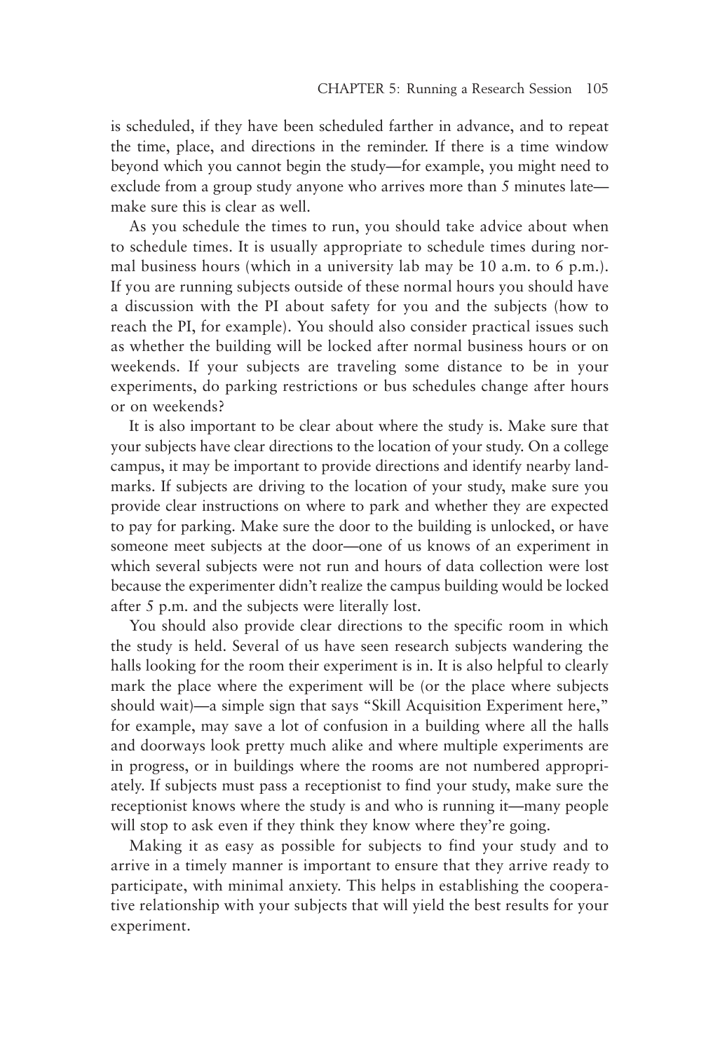is scheduled, if they have been scheduled farther in advance, and to repeat the time, place, and directions in the reminder. If there is a time window beyond which you cannot begin the study—for example, you might need to exclude from a group study anyone who arrives more than 5 minutes late—make sure this is clear as well.

As you schedule the times to run, you should take advice about when to schedule times. It is usually appropriate to schedule times during normal business hours (which in a university lab may be 10 a.m. to 6 p.m.). If you are running subjects outside of these normal hours you should have a discussion with the PI about safety for you and the subjects (how to reach the PI, for example). You should also consider practical issues such as whether the building will be locked after normal business hours or on weekends. If your subjects are traveling some distance to be in your experiments, do parking restrictions or bus schedules change after hours or on weekends?

It is also important to be clear about where the study is. Make sure that your subjects have clear directions to the location of your study. On a college campus, it may be important to provide directions and identify nearby landmarks. If subjects are driving to the location of your study, make sure you provide clear instructions on where to park and whether they are expected to pay for parking. Make sure the door to the building is unlocked, or have someone meet subjects at the door—one of us knows of an experiment in which several subjects were not run and hours of data collection were lost because the experimenter didn't realize the campus building would be locked after 5 p.m. and the subjects were literally lost.

You should also provide clear directions to the specific room in which the study is held. Several of us have seen research subjects wandering the halls looking for the room their experiment is in. It is also helpful to clearly mark the place where the experiment will be (or the place where subjects should wait)—a simple sign that says "Skill Acquisition Experiment here," for example, may save a lot of confusion in a building where all the halls and doorways look pretty much alike and where multiple experiments are in progress, or in buildings where the rooms are not numbered appropriately. If subjects must pass a receptionist to find your study, make sure the receptionist knows where the study is and who is running it—many people will stop to ask even if they think they know where they're going.

Making it as easy as possible for subjects to find your study and to arrive in a timely manner is important to ensure that they arrive ready to participate, with minimal anxiety. This helps in establishing the cooperative relationship with your subjects that will yield the best results for your experiment.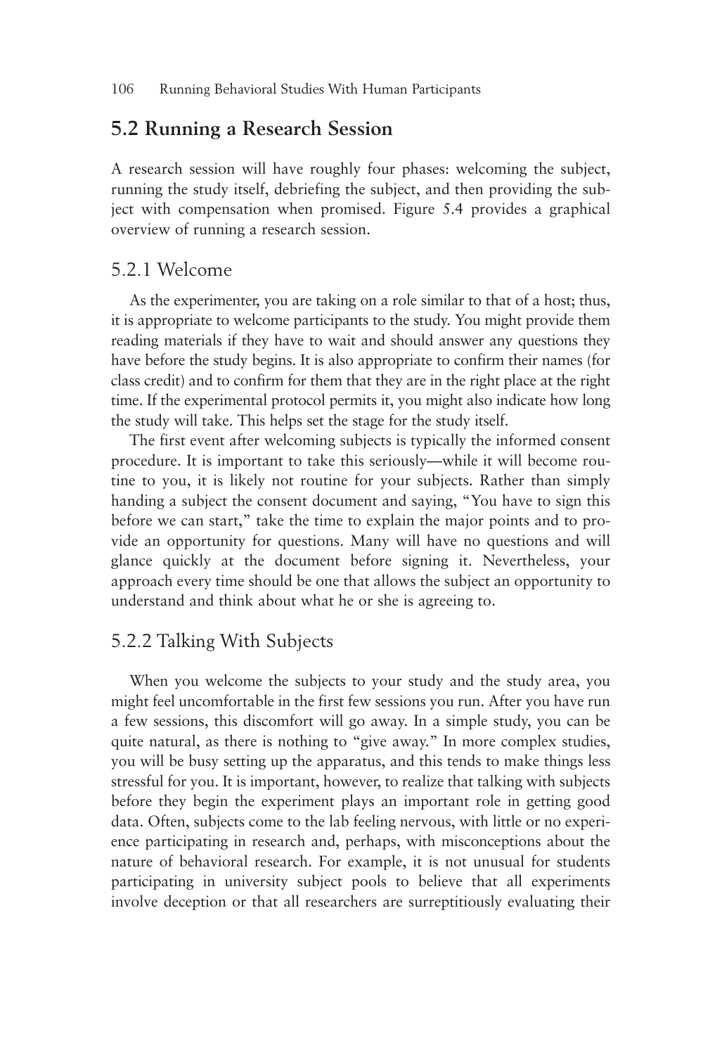## 5.2 Running a Research Session

A research session will have roughly four phases: welcoming the subject, running the study itself, debriefing the subject, and then providing the subject with compensation when promised. Figure 5.4 provides a graphical overview of running a research session.

### 5.2.1 Welcome

As the experimenter, you are taking on a role similar to that of a host; thus, it is appropriate to welcome participants to the study. You might provide them reading materials if they have to wait and should answer any questions they have before the study begins. It is also appropriate to confirm their names (for class credit) and to confirm for them that they are in the right place at the right time. If the experimental protocol permits it, you might also indicate how long the study will take. This helps set the stage for the study itself.

The first event after welcoming subjects is typically the informed consent procedure. It is important to take this seriously—while it will become routine to you, it is likely not routine for your subjects. Rather than simply handing a subject the consent document and saying, "You have to sign this before we can start," take the time to explain the major points and to provide an opportunity for questions. Many will have no questions and will glance quickly at the document before signing it. Nevertheless, your approach every time should be one that allows the subject an opportunity to understand and think about what he or she is agreeing to.

### 5.2.2 Talking With Subjects

When you welcome the subjects to your study and the study area, you might feel uncomfortable in the first few sessions you run. After you have run a few sessions, this discomfort will go away. In a simple study, you can be quite natural, as there is nothing to "give away." In more complex studies, you will be busy setting up the apparatus, and this tends to make things less stressful for you. It is important, however, to realize that talking with subjects before they begin the experiment plays an important role in getting good data. Often, subjects come to the lab feeling nervous, with little or no experience participating in research and, perhaps, with misconceptions about the nature of behavioral research. For example, it is not unusual for students participating in university subject pools to believe that all experiments involve deception or that all researchers are surreptitiously evaluating their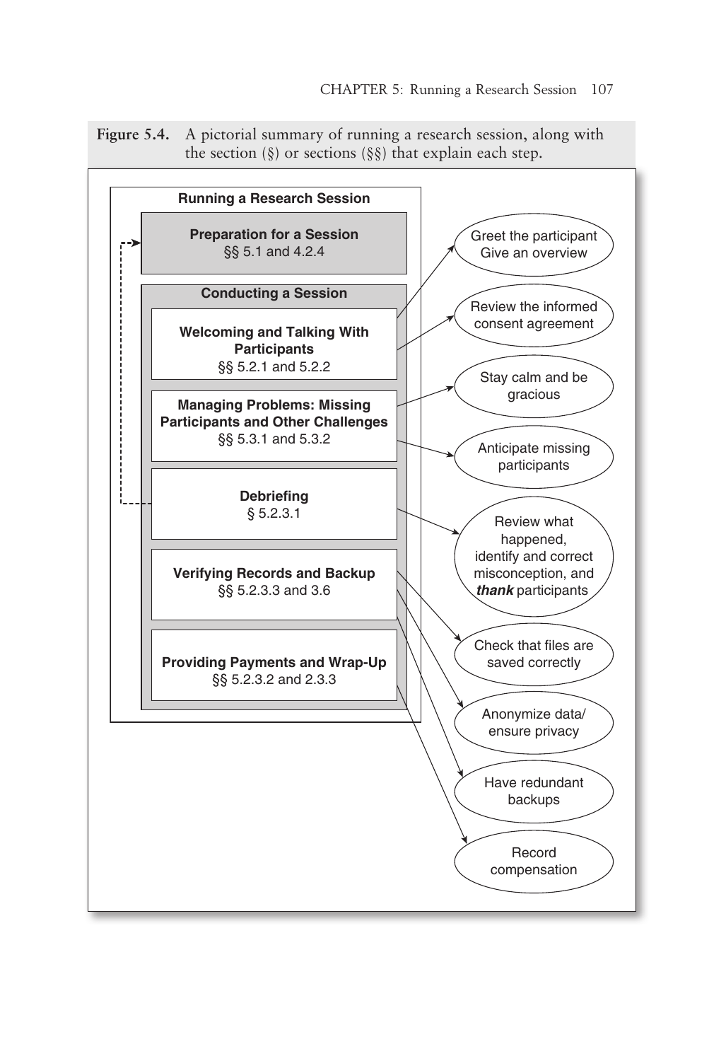**Figure 5.4.** A pictorial summary of running a research session, along with the section (§) or sections (§§) that explain each step.

**Running a Research Session**

**Preparation for a Session**
§§ 5.1 and 4.2.4

**Conducting a Session**

**Welcoming and Talking With Participants**
§§ 5.2.1 and 5.2.2

- Greet the participant
  Give an overview
- Review the informed consent agreement

**Managing Problems: Missing Participants and Other Challenges**
§§ 5.3.1 and 5.3.2

- Stay calm and be gracious
- Anticipate missing participants

**Debriefing**
§ 5.2.3.1

- Review what happened, identify and correct misconception, and ***thank*** participants

**Verifying Records and Backup**
§§ 5.2.3.3 and 3.6

- Check that files are saved correctly
- Anonymize data/ ensure privacy
- Have redundant backups

**Providing Payments and Wrap-Up**
§§ 5.2.3.2 and 2.3.3

- Record compensation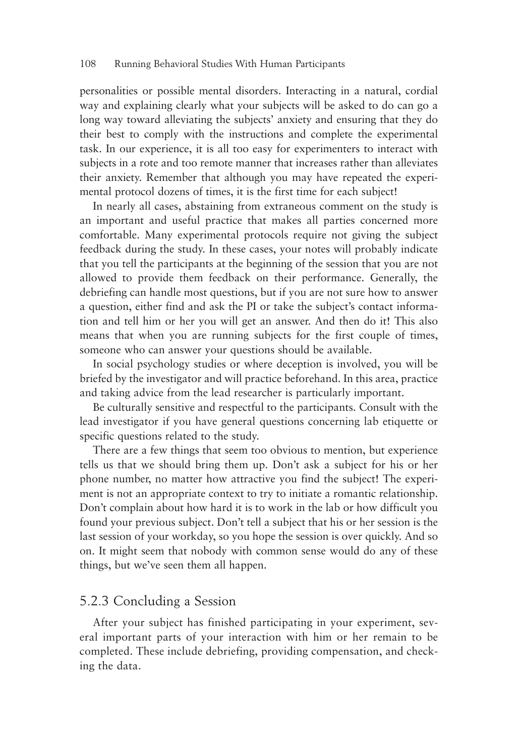personalities or possible mental disorders. Interacting in a natural, cordial way and explaining clearly what your subjects will be asked to do can go a long way toward alleviating the subjects' anxiety and ensuring that they do their best to comply with the instructions and complete the experimental task. In our experience, it is all too easy for experimenters to interact with subjects in a rote and too remote manner that increases rather than alleviates their anxiety. Remember that although you may have repeated the experimental protocol dozens of times, it is the first time for each subject!

In nearly all cases, abstaining from extraneous comment on the study is an important and useful practice that makes all parties concerned more comfortable. Many experimental protocols require not giving the subject feedback during the study. In these cases, your notes will probably indicate that you tell the participants at the beginning of the session that you are not allowed to provide them feedback on their performance. Generally, the debriefing can handle most questions, but if you are not sure how to answer a question, either find and ask the PI or take the subject's contact information and tell him or her you will get an answer. And then do it! This also means that when you are running subjects for the first couple of times, someone who can answer your questions should be available.

In social psychology studies or where deception is involved, you will be briefed by the investigator and will practice beforehand. In this area, practice and taking advice from the lead researcher is particularly important.

Be culturally sensitive and respectful to the participants. Consult with the lead investigator if you have general questions concerning lab etiquette or specific questions related to the study.

There are a few things that seem too obvious to mention, but experience tells us that we should bring them up. Don't ask a subject for his or her phone number, no matter how attractive you find the subject! The experiment is not an appropriate context to try to initiate a romantic relationship. Don't complain about how hard it is to work in the lab or how difficult you found your previous subject. Don't tell a subject that his or her session is the last session of your workday, so you hope the session is over quickly. And so on. It might seem that nobody with common sense would do any of these things, but we've seen them all happen.

### 5.2.3 Concluding a Session

After your subject has finished participating in your experiment, several important parts of your interaction with him or her remain to be completed. These include debriefing, providing compensation, and checking the data.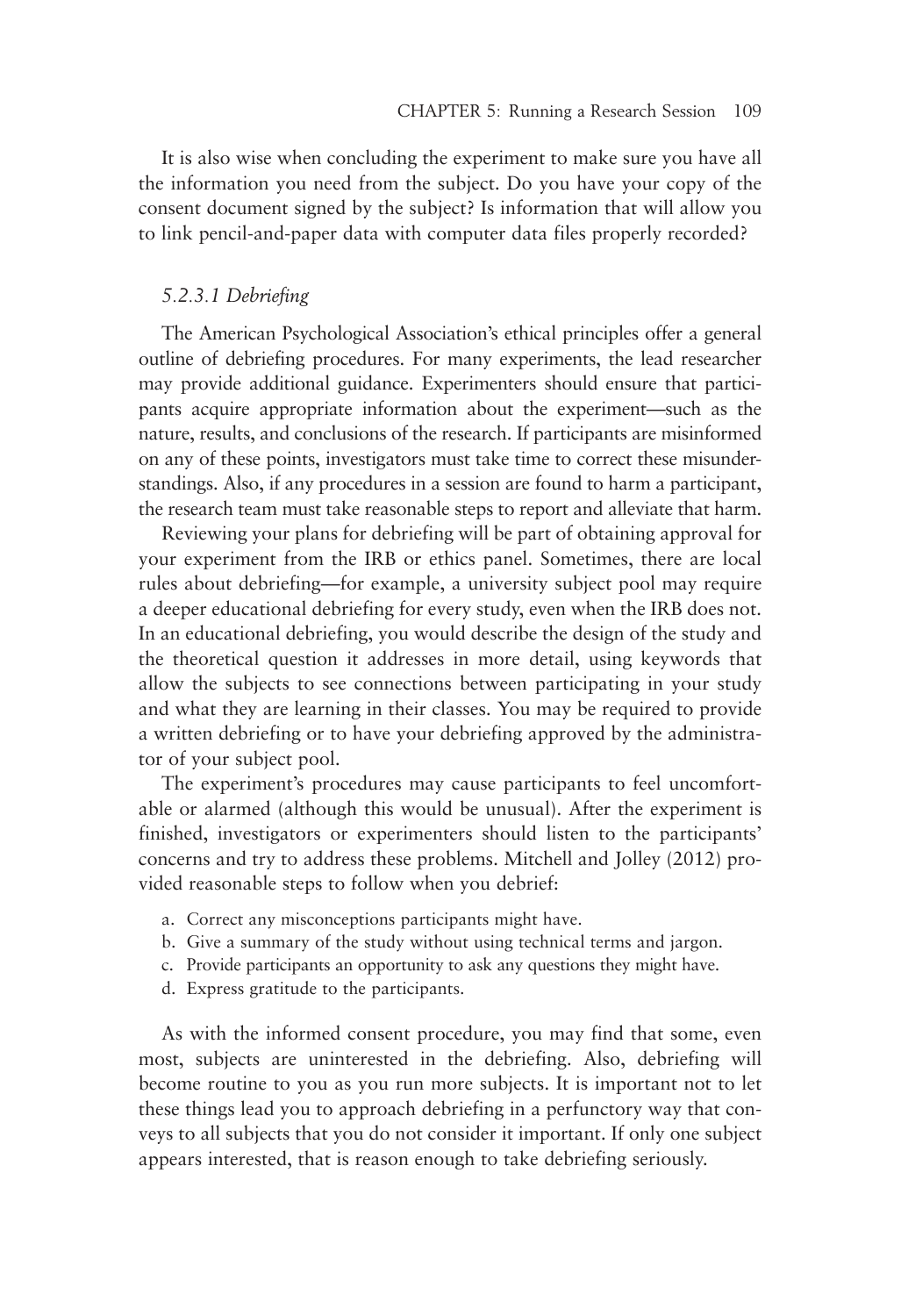It is also wise when concluding the experiment to make sure you have all the information you need from the subject. Do you have your copy of the consent document signed by the subject? Is information that will allow you to link pencil-and-paper data with computer data files properly recorded?

#### *5.2.3.1 Debriefing*

The American Psychological Association's ethical principles offer a general outline of debriefing procedures. For many experiments, the lead researcher may provide additional guidance. Experimenters should ensure that participants acquire appropriate information about the experiment—such as the nature, results, and conclusions of the research. If participants are misinformed on any of these points, investigators must take time to correct these misunderstandings. Also, if any procedures in a session are found to harm a participant, the research team must take reasonable steps to report and alleviate that harm.

Reviewing your plans for debriefing will be part of obtaining approval for your experiment from the IRB or ethics panel. Sometimes, there are local rules about debriefing—for example, a university subject pool may require a deeper educational debriefing for every study, even when the IRB does not. In an educational debriefing, you would describe the design of the study and the theoretical question it addresses in more detail, using keywords that allow the subjects to see connections between participating in your study and what they are learning in their classes. You may be required to provide a written debriefing or to have your debriefing approved by the administrator of your subject pool.

The experiment's procedures may cause participants to feel uncomfortable or alarmed (although this would be unusual). After the experiment is finished, investigators or experimenters should listen to the participants' concerns and try to address these problems. Mitchell and Jolley (2012) provided reasonable steps to follow when you debrief:

a. Correct any misconceptions participants might have.
b. Give a summary of the study without using technical terms and jargon.
c. Provide participants an opportunity to ask any questions they might have.
d. Express gratitude to the participants.

As with the informed consent procedure, you may find that some, even most, subjects are uninterested in the debriefing. Also, debriefing will become routine to you as you run more subjects. It is important not to let these things lead you to approach debriefing in a perfunctory way that conveys to all subjects that you do not consider it important. If only one subject appears interested, that is reason enough to take debriefing seriously.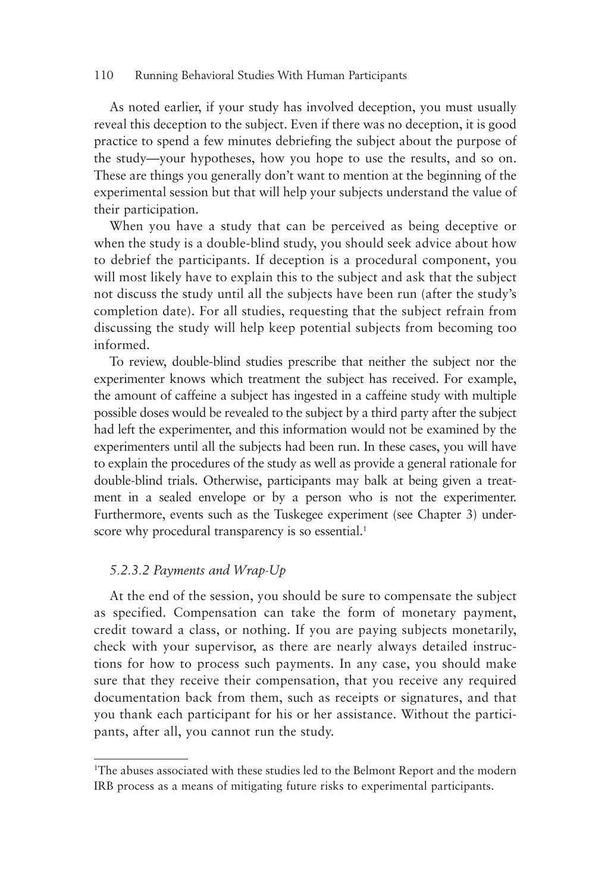As noted earlier, if your study has involved deception, you must usually reveal this deception to the subject. Even if there was no deception, it is good practice to spend a few minutes debriefing the subject about the purpose of the study—your hypotheses, how you hope to use the results, and so on. These are things you generally don't want to mention at the beginning of the experimental session but that will help your subjects understand the value of their participation.

When you have a study that can be perceived as being deceptive or when the study is a double-blind study, you should seek advice about how to debrief the participants. If deception is a procedural component, you will most likely have to explain this to the subject and ask that the subject not discuss the study until all the subjects have been run (after the study's completion date). For all studies, requesting that the subject refrain from discussing the study will help keep potential subjects from becoming too informed.

To review, double-blind studies prescribe that neither the subject nor the experimenter knows which treatment the subject has received. For example, the amount of caffeine a subject has ingested in a caffeine study with multiple possible doses would be revealed to the subject by a third party after the subject had left the experimenter, and this information would not be examined by the experimenters until all the subjects had been run. In these cases, you will have to explain the procedures of the study as well as provide a general rationale for double-blind trials. Otherwise, participants may balk at being given a treatment in a sealed envelope or by a person who is not the experimenter. Furthermore, events such as the Tuskegee experiment (see Chapter 3) underscore why procedural transparency is so essential.[1]

### *5.2.3.2 Payments and Wrap-Up*

At the end of the session, you should be sure to compensate the subject as specified. Compensation can take the form of monetary payment, credit toward a class, or nothing. If you are paying subjects monetarily, check with your supervisor, as there are nearly always detailed instructions for how to process such payments. In any case, you should make sure that they receive their compensation, that you receive any required documentation back from them, such as receipts or signatures, and that you thank each participant for his or her assistance. Without the participants, after all, you cannot run the study.

---

[1] The abuses associated with these studies led to the Belmont Report and the modern IRB process as a means of mitigating future risks to experimental participants.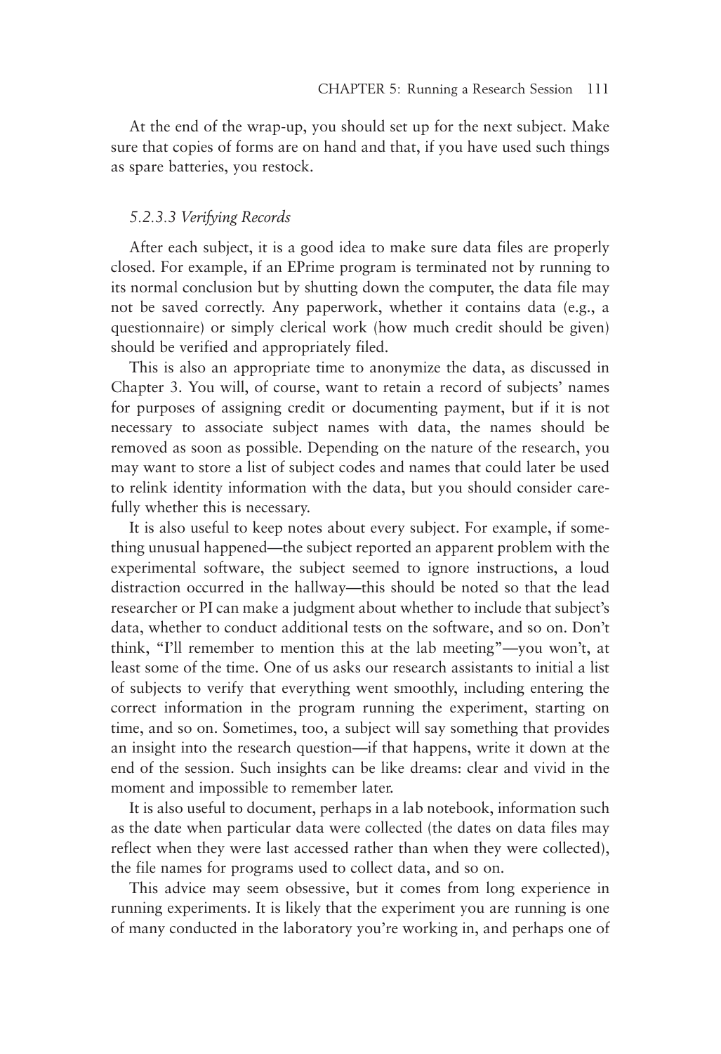At the end of the wrap-up, you should set up for the next subject. Make sure that copies of forms are on hand and that, if you have used such things as spare batteries, you restock.

#### *5.2.3.3 Verifying Records*

After each subject, it is a good idea to make sure data files are properly closed. For example, if an EPrime program is terminated not by running to its normal conclusion but by shutting down the computer, the data file may not be saved correctly. Any paperwork, whether it contains data (e.g., a questionnaire) or simply clerical work (how much credit should be given) should be verified and appropriately filed.

This is also an appropriate time to anonymize the data, as discussed in Chapter 3. You will, of course, want to retain a record of subjects' names for purposes of assigning credit or documenting payment, but if it is not necessary to associate subject names with data, the names should be removed as soon as possible. Depending on the nature of the research, you may want to store a list of subject codes and names that could later be used to relink identity information with the data, but you should consider carefully whether this is necessary.

It is also useful to keep notes about every subject. For example, if something unusual happened—the subject reported an apparent problem with the experimental software, the subject seemed to ignore instructions, a loud distraction occurred in the hallway—this should be noted so that the lead researcher or PI can make a judgment about whether to include that subject's data, whether to conduct additional tests on the software, and so on. Don't think, "I'll remember to mention this at the lab meeting"—you won't, at least some of the time. One of us asks our research assistants to initial a list of subjects to verify that everything went smoothly, including entering the correct information in the program running the experiment, starting on time, and so on. Sometimes, too, a subject will say something that provides an insight into the research question—if that happens, write it down at the end of the session. Such insights can be like dreams: clear and vivid in the moment and impossible to remember later.

It is also useful to document, perhaps in a lab notebook, information such as the date when particular data were collected (the dates on data files may reflect when they were last accessed rather than when they were collected), the file names for programs used to collect data, and so on.

This advice may seem obsessive, but it comes from long experience in running experiments. It is likely that the experiment you are running is one of many conducted in the laboratory you're working in, and perhaps one of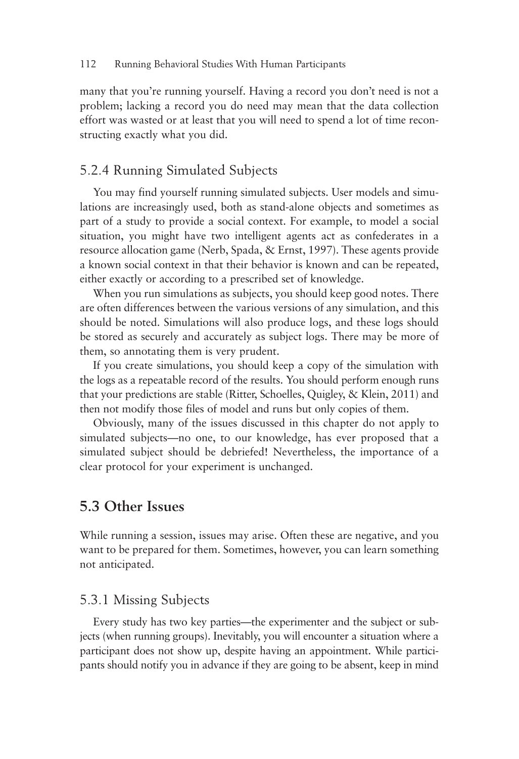many that you're running yourself. Having a record you don't need is not a problem; lacking a record you do need may mean that the data collection effort was wasted or at least that you will need to spend a lot of time reconstructing exactly what you did.

### 5.2.4 Running Simulated Subjects

You may find yourself running simulated subjects. User models and simulations are increasingly used, both as stand-alone objects and sometimes as part of a study to provide a social context. For example, to model a social situation, you might have two intelligent agents act as confederates in a resource allocation game (Nerb, Spada, & Ernst, 1997). These agents provide a known social context in that their behavior is known and can be repeated, either exactly or according to a prescribed set of knowledge.

When you run simulations as subjects, you should keep good notes. There are often differences between the various versions of any simulation, and this should be noted. Simulations will also produce logs, and these logs should be stored as securely and accurately as subject logs. There may be more of them, so annotating them is very prudent.

If you create simulations, you should keep a copy of the simulation with the logs as a repeatable record of the results. You should perform enough runs that your predictions are stable (Ritter, Schoelles, Quigley, & Klein, 2011) and then not modify those files of model and runs but only copies of them.

Obviously, many of the issues discussed in this chapter do not apply to simulated subjects—no one, to our knowledge, has ever proposed that a simulated subject should be debriefed! Nevertheless, the importance of a clear protocol for your experiment is unchanged.

## 5.3 Other Issues

While running a session, issues may arise. Often these are negative, and you want to be prepared for them. Sometimes, however, you can learn something not anticipated.

### 5.3.1 Missing Subjects

Every study has two key parties—the experimenter and the subject or subjects (when running groups). Inevitably, you will encounter a situation where a participant does not show up, despite having an appointment. While participants should notify you in advance if they are going to be absent, keep in mind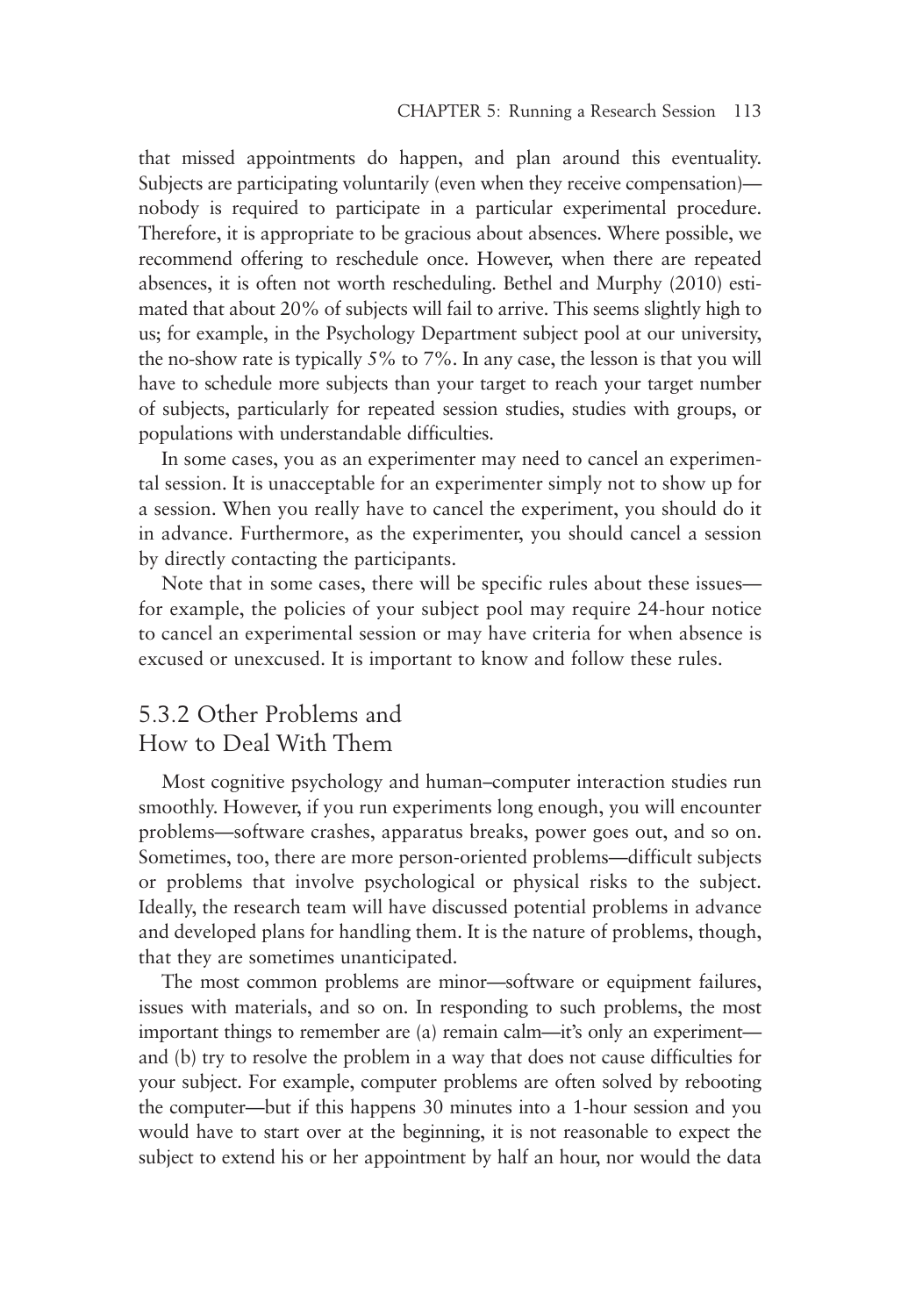that missed appointments do happen, and plan around this eventuality. Subjects are participating voluntarily (even when they receive compensation)—nobody is required to participate in a particular experimental procedure. Therefore, it is appropriate to be gracious about absences. Where possible, we recommend offering to reschedule once. However, when there are repeated absences, it is often not worth rescheduling. Bethel and Murphy (2010) estimated that about 20% of subjects will fail to arrive. This seems slightly high to us; for example, in the Psychology Department subject pool at our university, the no-show rate is typically 5% to 7%. In any case, the lesson is that you will have to schedule more subjects than your target to reach your target number of subjects, particularly for repeated session studies, studies with groups, or populations with understandable difficulties.

In some cases, you as an experimenter may need to cancel an experimental session. It is unacceptable for an experimenter simply not to show up for a session. When you really have to cancel the experiment, you should do it in advance. Furthermore, as the experimenter, you should cancel a session by directly contacting the participants.

Note that in some cases, there will be specific rules about these issues—for example, the policies of your subject pool may require 24-hour notice to cancel an experimental session or may have criteria for when absence is excused or unexcused. It is important to know and follow these rules.

### 5.3.2 Other Problems and How to Deal With Them

Most cognitive psychology and human–computer interaction studies run smoothly. However, if you run experiments long enough, you will encounter problems—software crashes, apparatus breaks, power goes out, and so on. Sometimes, too, there are more person-oriented problems—difficult subjects or problems that involve psychological or physical risks to the subject. Ideally, the research team will have discussed potential problems in advance and developed plans for handling them. It is the nature of problems, though, that they are sometimes unanticipated.

The most common problems are minor—software or equipment failures, issues with materials, and so on. In responding to such problems, the most important things to remember are (a) remain calm—it's only an experiment—and (b) try to resolve the problem in a way that does not cause difficulties for your subject. For example, computer problems are often solved by rebooting the computer—but if this happens 30 minutes into a 1-hour session and you would have to start over at the beginning, it is not reasonable to expect the subject to extend his or her appointment by half an hour, nor would the data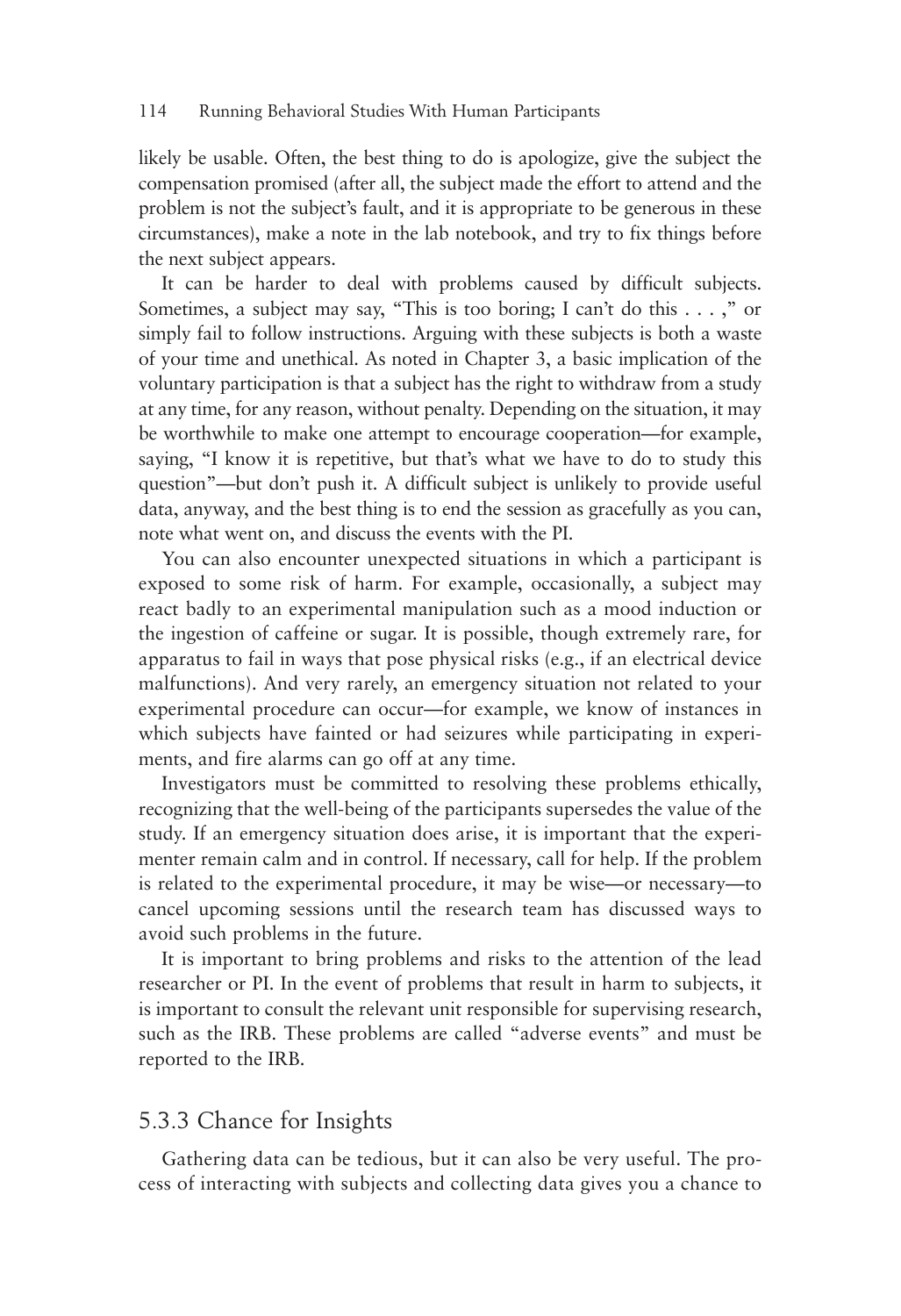likely be usable. Often, the best thing to do is apologize, give the subject the compensation promised (after all, the subject made the effort to attend and the problem is not the subject's fault, and it is appropriate to be generous in these circumstances), make a note in the lab notebook, and try to fix things before the next subject appears.

It can be harder to deal with problems caused by difficult subjects. Sometimes, a subject may say, "This is too boring; I can't do this . . . ," or simply fail to follow instructions. Arguing with these subjects is both a waste of your time and unethical. As noted in Chapter 3, a basic implication of the voluntary participation is that a subject has the right to withdraw from a study at any time, for any reason, without penalty. Depending on the situation, it may be worthwhile to make one attempt to encourage cooperation—for example, saying, "I know it is repetitive, but that's what we have to do to study this question"—but don't push it. A difficult subject is unlikely to provide useful data, anyway, and the best thing is to end the session as gracefully as you can, note what went on, and discuss the events with the PI.

You can also encounter unexpected situations in which a participant is exposed to some risk of harm. For example, occasionally, a subject may react badly to an experimental manipulation such as a mood induction or the ingestion of caffeine or sugar. It is possible, though extremely rare, for apparatus to fail in ways that pose physical risks (e.g., if an electrical device malfunctions). And very rarely, an emergency situation not related to your experimental procedure can occur—for example, we know of instances in which subjects have fainted or had seizures while participating in experiments, and fire alarms can go off at any time.

Investigators must be committed to resolving these problems ethically, recognizing that the well-being of the participants supersedes the value of the study. If an emergency situation does arise, it is important that the experimenter remain calm and in control. If necessary, call for help. If the problem is related to the experimental procedure, it may be wise—or necessary—to cancel upcoming sessions until the research team has discussed ways to avoid such problems in the future.

It is important to bring problems and risks to the attention of the lead researcher or PI. In the event of problems that result in harm to subjects, it is important to consult the relevant unit responsible for supervising research, such as the IRB. These problems are called "adverse events" and must be reported to the IRB.

### 5.3.3 Chance for Insights

Gathering data can be tedious, but it can also be very useful. The process of interacting with subjects and collecting data gives you a chance to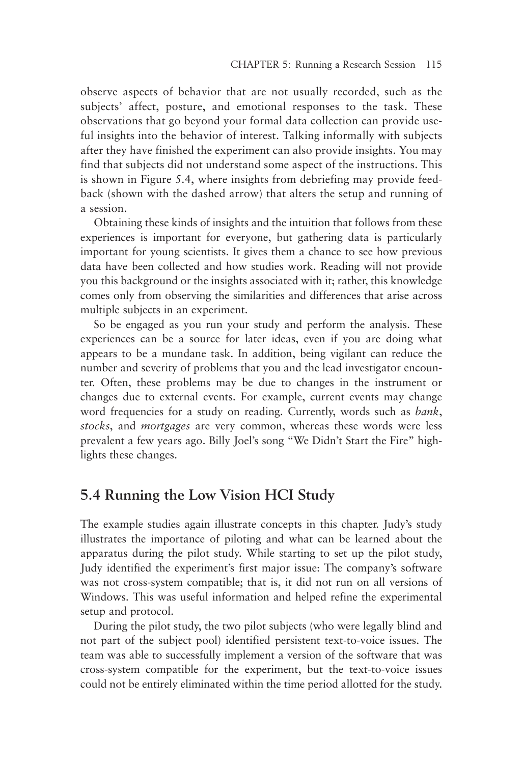observe aspects of behavior that are not usually recorded, such as the subjects' affect, posture, and emotional responses to the task. These observations that go beyond your formal data collection can provide useful insights into the behavior of interest. Talking informally with subjects after they have finished the experiment can also provide insights. You may find that subjects did not understand some aspect of the instructions. This is shown in Figure 5.4, where insights from debriefing may provide feedback (shown with the dashed arrow) that alters the setup and running of a session.

Obtaining these kinds of insights and the intuition that follows from these experiences is important for everyone, but gathering data is particularly important for young scientists. It gives them a chance to see how previous data have been collected and how studies work. Reading will not provide you this background or the insights associated with it; rather, this knowledge comes only from observing the similarities and differences that arise across multiple subjects in an experiment.

So be engaged as you run your study and perform the analysis. These experiences can be a source for later ideas, even if you are doing what appears to be a mundane task. In addition, being vigilant can reduce the number and severity of problems that you and the lead investigator encounter. Often, these problems may be due to changes in the instrument or changes due to external events. For example, current events may change word frequencies for a study on reading. Currently, words such as *bank*, *stocks*, and *mortgages* are very common, whereas these words were less prevalent a few years ago. Billy Joel's song "We Didn't Start the Fire" highlights these changes.

## 5.4 Running the Low Vision HCI Study

The example studies again illustrate concepts in this chapter. Judy's study illustrates the importance of piloting and what can be learned about the apparatus during the pilot study. While starting to set up the pilot study, Judy identified the experiment's first major issue: The company's software was not cross-system compatible; that is, it did not run on all versions of Windows. This was useful information and helped refine the experimental setup and protocol.

During the pilot study, the two pilot subjects (who were legally blind and not part of the subject pool) identified persistent text-to-voice issues. The team was able to successfully implement a version of the software that was cross-system compatible for the experiment, but the text-to-voice issues could not be entirely eliminated within the time period allotted for the study.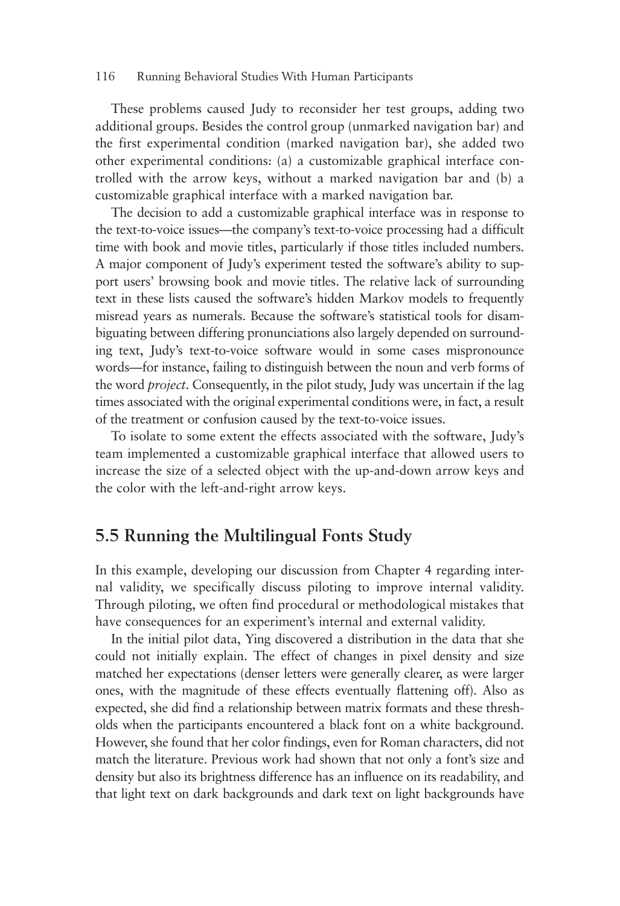These problems caused Judy to reconsider her test groups, adding two additional groups. Besides the control group (unmarked navigation bar) and the first experimental condition (marked navigation bar), she added two other experimental conditions: (a) a customizable graphical interface controlled with the arrow keys, without a marked navigation bar and (b) a customizable graphical interface with a marked navigation bar.

The decision to add a customizable graphical interface was in response to the text-to-voice issues—the company's text-to-voice processing had a difficult time with book and movie titles, particularly if those titles included numbers. A major component of Judy's experiment tested the software's ability to support users' browsing book and movie titles. The relative lack of surrounding text in these lists caused the software's hidden Markov models to frequently misread years as numerals. Because the software's statistical tools for disambiguating between differing pronunciations also largely depended on surrounding text, Judy's text-to-voice software would in some cases mispronounce words—for instance, failing to distinguish between the noun and verb forms of the word *project*. Consequently, in the pilot study, Judy was uncertain if the lag times associated with the original experimental conditions were, in fact, a result of the treatment or confusion caused by the text-to-voice issues.

To isolate to some extent the effects associated with the software, Judy's team implemented a customizable graphical interface that allowed users to increase the size of a selected object with the up-and-down arrow keys and the color with the left-and-right arrow keys.

## 5.5 Running the Multilingual Fonts Study

In this example, developing our discussion from Chapter 4 regarding internal validity, we specifically discuss piloting to improve internal validity. Through piloting, we often find procedural or methodological mistakes that have consequences for an experiment's internal and external validity.

In the initial pilot data, Ying discovered a distribution in the data that she could not initially explain. The effect of changes in pixel density and size matched her expectations (denser letters were generally clearer, as were larger ones, with the magnitude of these effects eventually flattening off). Also as expected, she did find a relationship between matrix formats and these thresholds when the participants encountered a black font on a white background. However, she found that her color findings, even for Roman characters, did not match the literature. Previous work had shown that not only a font's size and density but also its brightness difference has an influence on its readability, and that light text on dark backgrounds and dark text on light backgrounds have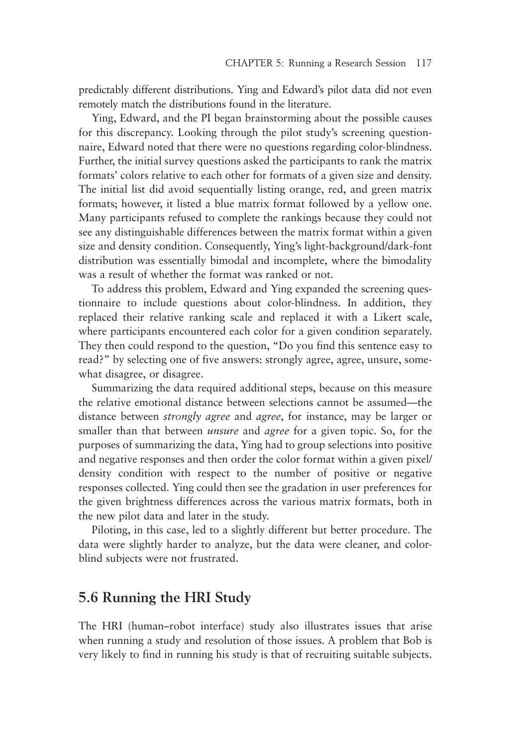predictably different distributions. Ying and Edward's pilot data did not even remotely match the distributions found in the literature.

Ying, Edward, and the PI began brainstorming about the possible causes for this discrepancy. Looking through the pilot study's screening questionnaire, Edward noted that there were no questions regarding color-blindness. Further, the initial survey questions asked the participants to rank the matrix formats' colors relative to each other for formats of a given size and density. The initial list did avoid sequentially listing orange, red, and green matrix formats; however, it listed a blue matrix format followed by a yellow one. Many participants refused to complete the rankings because they could not see any distinguishable differences between the matrix format within a given size and density condition. Consequently, Ying's light-background/dark-font distribution was essentially bimodal and incomplete, where the bimodality was a result of whether the format was ranked or not.

To address this problem, Edward and Ying expanded the screening questionnaire to include questions about color-blindness. In addition, they replaced their relative ranking scale and replaced it with a Likert scale, where participants encountered each color for a given condition separately. They then could respond to the question, "Do you find this sentence easy to read?" by selecting one of five answers: strongly agree, agree, unsure, somewhat disagree, or disagree.

Summarizing the data required additional steps, because on this measure the relative emotional distance between selections cannot be assumed—the distance between *strongly agree* and *agree*, for instance, may be larger or smaller than that between *unsure* and *agree* for a given topic. So, for the purposes of summarizing the data, Ying had to group selections into positive and negative responses and then order the color format within a given pixel/density condition with respect to the number of positive or negative responses collected. Ying could then see the gradation in user preferences for the given brightness differences across the various matrix formats, both in the new pilot data and later in the study.

Piloting, in this case, led to a slightly different but better procedure. The data were slightly harder to analyze, but the data were cleaner, and color-blind subjects were not frustrated.

## 5.6 Running the HRI Study

The HRI (human–robot interface) study also illustrates issues that arise when running a study and resolution of those issues. A problem that Bob is very likely to find in running his study is that of recruiting suitable subjects.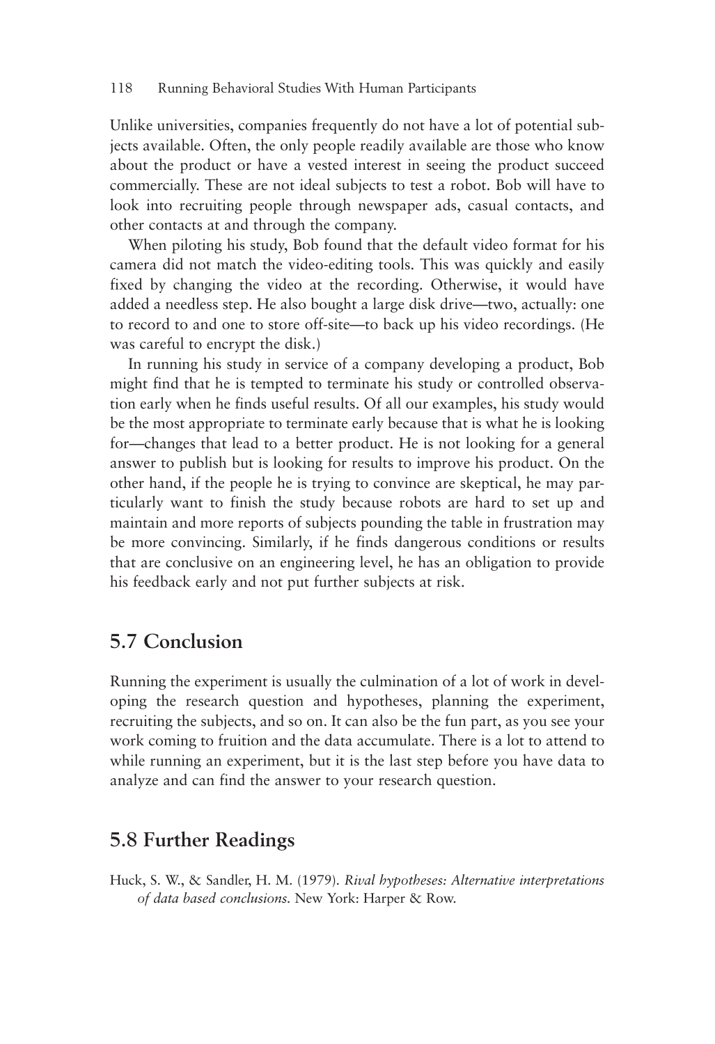Unlike universities, companies frequently do not have a lot of potential subjects available. Often, the only people readily available are those who know about the product or have a vested interest in seeing the product succeed commercially. These are not ideal subjects to test a robot. Bob will have to look into recruiting people through newspaper ads, casual contacts, and other contacts at and through the company.

When piloting his study, Bob found that the default video format for his camera did not match the video-editing tools. This was quickly and easily fixed by changing the video at the recording. Otherwise, it would have added a needless step. He also bought a large disk drive—two, actually: one to record to and one to store off-site—to back up his video recordings. (He was careful to encrypt the disk.)

In running his study in service of a company developing a product, Bob might find that he is tempted to terminate his study or controlled observation early when he finds useful results. Of all our examples, his study would be the most appropriate to terminate early because that is what he is looking for—changes that lead to a better product. He is not looking for a general answer to publish but is looking for results to improve his product. On the other hand, if the people he is trying to convince are skeptical, he may particularly want to finish the study because robots are hard to set up and maintain and more reports of subjects pounding the table in frustration may be more convincing. Similarly, if he finds dangerous conditions or results that are conclusive on an engineering level, he has an obligation to provide his feedback early and not put further subjects at risk.

## 5.7 Conclusion

Running the experiment is usually the culmination of a lot of work in developing the research question and hypotheses, planning the experiment, recruiting the subjects, and so on. It can also be the fun part, as you see your work coming to fruition and the data accumulate. There is a lot to attend to while running an experiment, but it is the last step before you have data to analyze and can find the answer to your research question.

## 5.8 Further Readings

Huck, S. W., & Sandler, H. M. (1979). *Rival hypotheses: Alternative interpretations of data based conclusions.* New York: Harper & Row.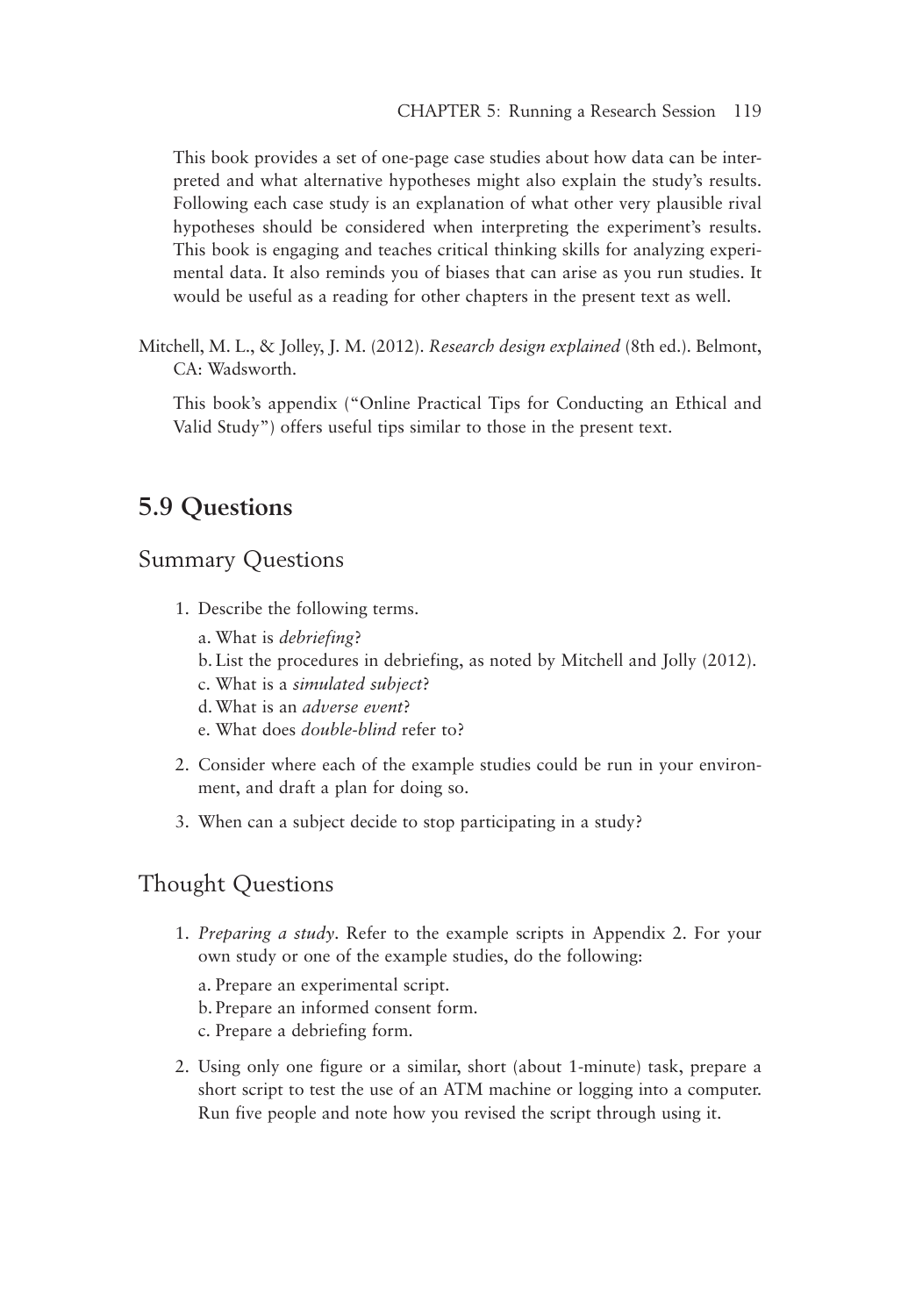This book provides a set of one-page case studies about how data can be interpreted and what alternative hypotheses might also explain the study's results. Following each case study is an explanation of what other very plausible rival hypotheses should be considered when interpreting the experiment's results. This book is engaging and teaches critical thinking skills for analyzing experimental data. It also reminds you of biases that can arise as you run studies. It would be useful as a reading for other chapters in the present text as well.

Mitchell, M. L., & Jolley, J. M. (2012). *Research design explained* (8th ed.). Belmont, CA: Wadsworth.

This book's appendix ("Online Practical Tips for Conducting an Ethical and Valid Study") offers useful tips similar to those in the present text.

## 5.9 Questions

### Summary Questions

1. Describe the following terms.
   a. What is *debriefing*?
   b. List the procedures in debriefing, as noted by Mitchell and Jolly (2012).
   c. What is a *simulated subject*?
   d. What is an *adverse event*?
   e. What does *double-blind* refer to?
2. Consider where each of the example studies could be run in your environment, and draft a plan for doing so.
3. When can a subject decide to stop participating in a study?

### Thought Questions

1. *Preparing a study*. Refer to the example scripts in Appendix 2. For your own study or one of the example studies, do the following:
   a. Prepare an experimental script.
   b. Prepare an informed consent form.
   c. Prepare a debriefing form.
2. Using only one figure or a similar, short (about 1-minute) task, prepare a short script to test the use of an ATM machine or logging into a computer. Run five people and note how you revised the script through using it.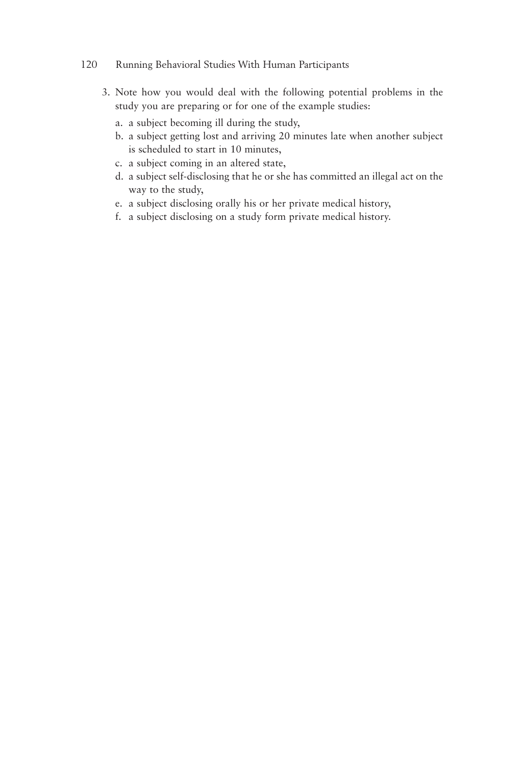3. Note how you would deal with the following potential problems in the study you are preparing or for one of the example studies:

   a. a subject becoming ill during the study,
   b. a subject getting lost and arriving 20 minutes late when another subject is scheduled to start in 10 minutes,
   c. a subject coming in an altered state,
   d. a subject self-disclosing that he or she has committed an illegal act on the way to the study,
   e. a subject disclosing orally his or her private medical history,
   f. a subject disclosing on a study form private medical history.